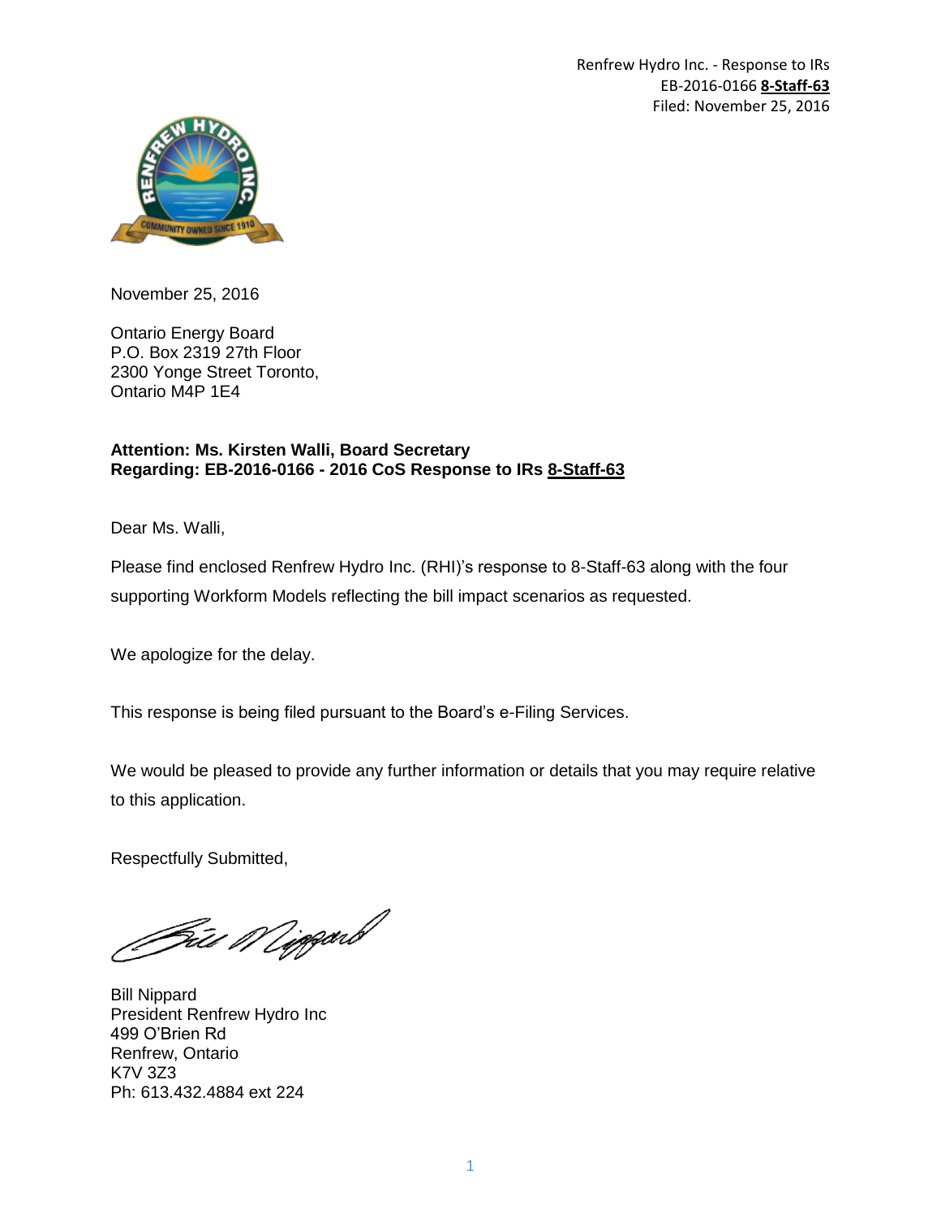Renfrew Hydro Inc. - Response to IRs
EB-2016-0166 **8-Staff-63**
Filed: November 25, 2016

November 25, 2016

Ontario Energy Board
P.O. Box 2319 27th Floor
2300 Yonge Street Toronto,
Ontario M4P 1E4

**Attention: Ms. Kirsten Walli, Board Secretary**
**Regarding: EB-2016-0166 - 2016 CoS Response to IRs 8-Staff-63**

Dear Ms. Walli,

Please find enclosed Renfrew Hydro Inc. (RHI)'s response to 8-Staff-63 along with the four supporting Workform Models reflecting the bill impact scenarios as requested.

We apologize for the delay.

This response is being filed pursuant to the Board's e-Filing Services.

We would be pleased to provide any further information or details that you may require relative to this application.

Respectfully Submitted,

Bill Nippard
President Renfrew Hydro Inc
499 O'Brien Rd
Renfrew, Ontario
K7V 3Z3
Ph: 613.432.4884 ext 224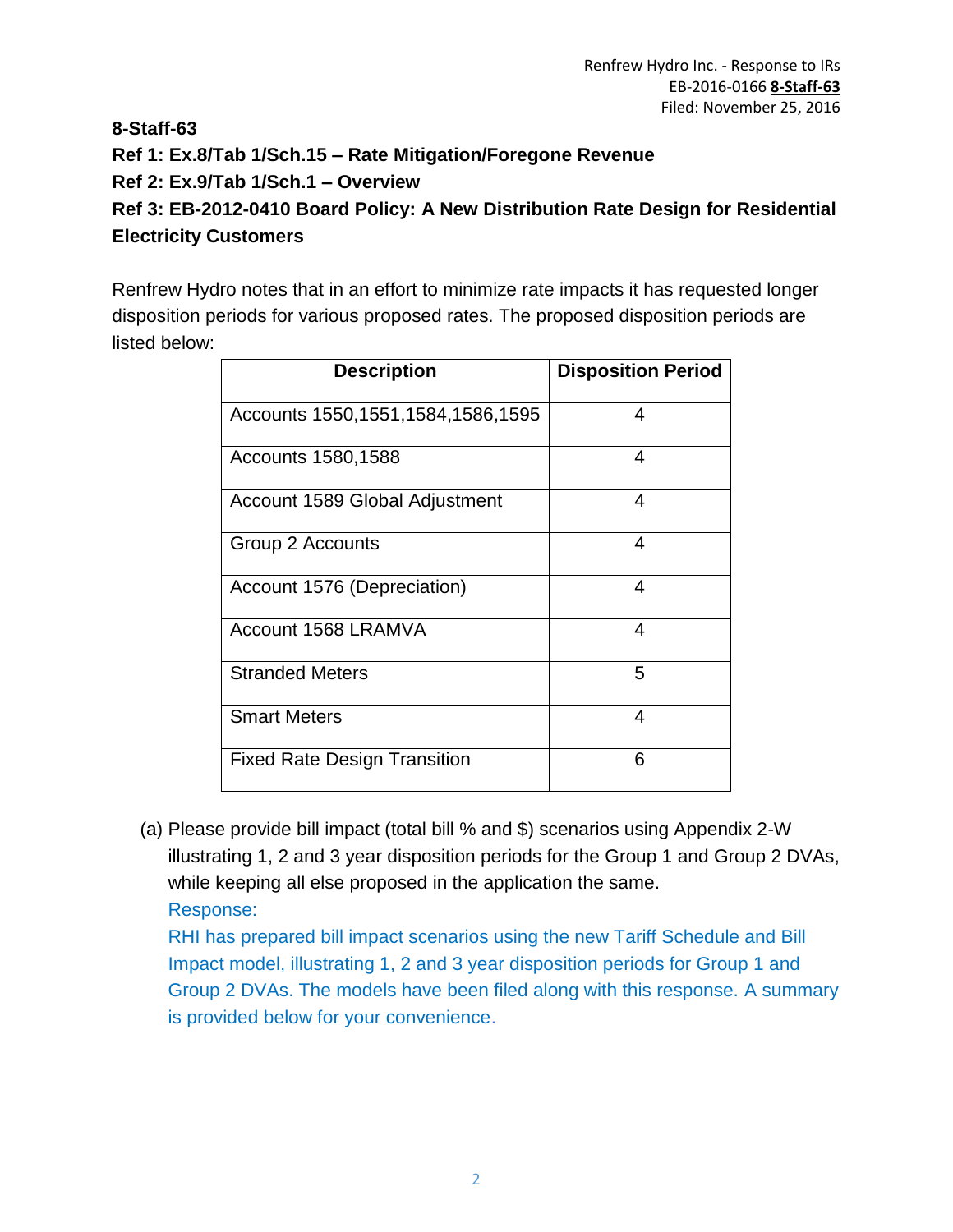**8-Staff-63**

**Ref 1: Ex.8/Tab 1/Sch.15 – Rate Mitigation/Foregone Revenue**

**Ref 2: Ex.9/Tab 1/Sch.1 – Overview**

**Ref 3: EB-2012-0410 Board Policy: A New Distribution Rate Design for Residential Electricity Customers**

Renfrew Hydro notes that in an effort to minimize rate impacts it has requested longer disposition periods for various proposed rates. The proposed disposition periods are listed below:

| Description | Disposition Period |
|---|---|
| Accounts 1550,1551,1584,1586,1595 | 4 |
| Accounts 1580,1588 | 4 |
| Account 1589 Global Adjustment | 4 |
| Group 2 Accounts | 4 |
| Account 1576 (Depreciation) | 4 |
| Account 1568 LRAMVA | 4 |
| Stranded Meters | 5 |
| Smart Meters | 4 |
| Fixed Rate Design Transition | 6 |

(a) Please provide bill impact (total bill % and $) scenarios using Appendix 2-W illustrating 1, 2 and 3 year disposition periods for the Group 1 and Group 2 DVAs, while keeping all else proposed in the application the same.

Response:

RHI has prepared bill impact scenarios using the new Tariff Schedule and Bill Impact model, illustrating 1, 2 and 3 year disposition periods for Group 1 and Group 2 DVAs. The models have been filed along with this response. A summary is provided below for your convenience.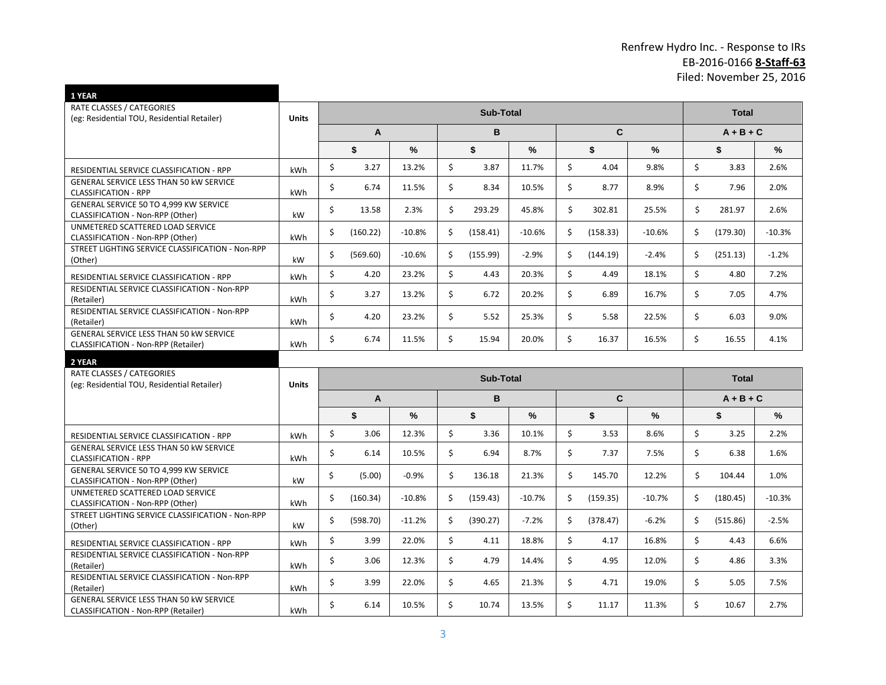Renfrew Hydro Inc. - Response to IRs
EB-2016-0166 **8-Staff-63**
Filed: November 25, 2016

**1 YEAR**

| RATE CLASSES / CATEGORIES (eg: Residential TOU, Residential Retailer) | Units | Sub-Total | | | | | | Total | |
|---|---|---|---|---|---|---|---|---|---|
| | | A | | B | | C | | A + B + C | |
| | | $ | % | $ | % | $ | % | $ | % |
| RESIDENTIAL SERVICE CLASSIFICATION - RPP | kWh | $ 3.27 | 13.2% | $ 3.87 | 11.7% | $ 4.04 | 9.8% | $ 3.83 | 2.6% |
| GENERAL SERVICE LESS THAN 50 kW SERVICE CLASSIFICATION - RPP | kWh | $ 6.74 | 11.5% | $ 8.34 | 10.5% | $ 8.77 | 8.9% | $ 7.96 | 2.0% |
| GENERAL SERVICE 50 TO 4,999 KW SERVICE CLASSIFICATION - Non-RPP (Other) | kW | $ 13.58 | 2.3% | $ 293.29 | 45.8% | $ 302.81 | 25.5% | $ 281.97 | 2.6% |
| UNMETERED SCATTERED LOAD SERVICE CLASSIFICATION - Non-RPP (Other) | kWh | $ (160.22) | -10.8% | $ (158.41) | -10.6% | $ (158.33) | -10.6% | $ (179.30) | -10.3% |
| STREET LIGHTING SERVICE CLASSIFICATION - Non-RPP (Other) | kW | $ (569.60) | -10.6% | $ (155.99) | -2.9% | $ (144.19) | -2.4% | $ (251.13) | -1.2% |
| RESIDENTIAL SERVICE CLASSIFICATION - RPP | kWh | $ 4.20 | 23.2% | $ 4.43 | 20.3% | $ 4.49 | 18.1% | $ 4.80 | 7.2% |
| RESIDENTIAL SERVICE CLASSIFICATION - Non-RPP (Retailer) | kWh | $ 3.27 | 13.2% | $ 6.72 | 20.2% | $ 6.89 | 16.7% | $ 7.05 | 4.7% |
| RESIDENTIAL SERVICE CLASSIFICATION - Non-RPP (Retailer) | kWh | $ 4.20 | 23.2% | $ 5.52 | 25.3% | $ 5.58 | 22.5% | $ 6.03 | 9.0% |
| GENERAL SERVICE LESS THAN 50 kW SERVICE CLASSIFICATION - Non-RPP (Retailer) | kWh | $ 6.74 | 11.5% | $ 15.94 | 20.0% | $ 16.37 | 16.5% | $ 16.55 | 4.1% |

**2 YEAR**

| RATE CLASSES / CATEGORIES (eg: Residential TOU, Residential Retailer) | Units | Sub-Total | | | | | | Total | |
|---|---|---|---|---|---|---|---|---|---|
| | | A | | B | | C | | A + B + C | |
| | | $ | % | $ | % | $ | % | $ | % |
| RESIDENTIAL SERVICE CLASSIFICATION - RPP | kWh | $ 3.06 | 12.3% | $ 3.36 | 10.1% | $ 3.53 | 8.6% | $ 3.25 | 2.2% |
| GENERAL SERVICE LESS THAN 50 kW SERVICE CLASSIFICATION - RPP | kWh | $ 6.14 | 10.5% | $ 6.94 | 8.7% | $ 7.37 | 7.5% | $ 6.38 | 1.6% |
| GENERAL SERVICE 50 TO 4,999 KW SERVICE CLASSIFICATION - Non-RPP (Other) | kW | $ (5.00) | -0.9% | $ 136.18 | 21.3% | $ 145.70 | 12.2% | $ 104.44 | 1.0% |
| UNMETERED SCATTERED LOAD SERVICE CLASSIFICATION - Non-RPP (Other) | kWh | $ (160.34) | -10.8% | $ (159.43) | -10.7% | $ (159.35) | -10.7% | $ (180.45) | -10.3% |
| STREET LIGHTING SERVICE CLASSIFICATION - Non-RPP (Other) | kW | $ (598.70) | -11.2% | $ (390.27) | -7.2% | $ (378.47) | -6.2% | $ (515.86) | -2.5% |
| RESIDENTIAL SERVICE CLASSIFICATION - RPP | kWh | $ 3.99 | 22.0% | $ 4.11 | 18.8% | $ 4.17 | 16.8% | $ 4.43 | 6.6% |
| RESIDENTIAL SERVICE CLASSIFICATION - Non-RPP (Retailer) | kWh | $ 3.06 | 12.3% | $ 4.79 | 14.4% | $ 4.95 | 12.0% | $ 4.86 | 3.3% |
| RESIDENTIAL SERVICE CLASSIFICATION - Non-RPP (Retailer) | kWh | $ 3.99 | 22.0% | $ 4.65 | 21.3% | $ 4.71 | 19.0% | $ 5.05 | 7.5% |
| GENERAL SERVICE LESS THAN 50 kW SERVICE CLASSIFICATION - Non-RPP (Retailer) | kWh | $ 6.14 | 10.5% | $ 10.74 | 13.5% | $ 11.17 | 11.3% | $ 10.67 | 2.7% |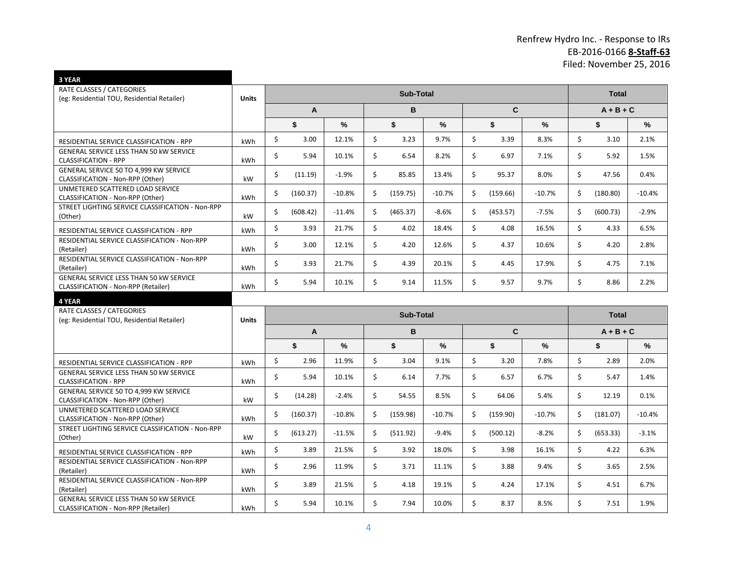Renfrew Hydro Inc. - Response to IRs
EB-2016-0166 **8-Staff-63**
Filed: November 25, 2016

**3 YEAR**

| RATE CLASSES / CATEGORIES (eg: Residential TOU, Residential Retailer) | Units | Sub-Total | | | | | | Total | |
|---|---|---|---|---|---|---|---|---|---|
| | | A | | B | | C | | A + B + C | |
| | | $ | % | $ | % | $ | % | $ | % |
| RESIDENTIAL SERVICE CLASSIFICATION - RPP | kWh | $ 3.00 | 12.1% | $ 3.23 | 9.7% | $ 3.39 | 8.3% | $ 3.10 | 2.1% |
| GENERAL SERVICE LESS THAN 50 kW SERVICE CLASSIFICATION - RPP | kWh | $ 5.94 | 10.1% | $ 6.54 | 8.2% | $ 6.97 | 7.1% | $ 5.92 | 1.5% |
| GENERAL SERVICE 50 TO 4,999 KW SERVICE CLASSIFICATION - Non-RPP (Other) | kW | $ (11.19) | -1.9% | $ 85.85 | 13.4% | $ 95.37 | 8.0% | $ 47.56 | 0.4% |
| UNMETERED SCATTERED LOAD SERVICE CLASSIFICATION - Non-RPP (Other) | kWh | $ (160.37) | -10.8% | $ (159.75) | -10.7% | $ (159.66) | -10.7% | $ (180.80) | -10.4% |
| STREET LIGHTING SERVICE CLASSIFICATION - Non-RPP (Other) | kW | $ (608.42) | -11.4% | $ (465.37) | -8.6% | $ (453.57) | -7.5% | $ (600.73) | -2.9% |
| RESIDENTIAL SERVICE CLASSIFICATION - RPP | kWh | $ 3.93 | 21.7% | $ 4.02 | 18.4% | $ 4.08 | 16.5% | $ 4.33 | 6.5% |
| RESIDENTIAL SERVICE CLASSIFICATION - Non-RPP (Retailer) | kWh | $ 3.00 | 12.1% | $ 4.20 | 12.6% | $ 4.37 | 10.6% | $ 4.20 | 2.8% |
| RESIDENTIAL SERVICE CLASSIFICATION - Non-RPP (Retailer) | kWh | $ 3.93 | 21.7% | $ 4.39 | 20.1% | $ 4.45 | 17.9% | $ 4.75 | 7.1% |
| GENERAL SERVICE LESS THAN 50 kW SERVICE CLASSIFICATION - Non-RPP (Retailer) | kWh | $ 5.94 | 10.1% | $ 9.14 | 11.5% | $ 9.57 | 9.7% | $ 8.86 | 2.2% |

**4 YEAR**

| RATE CLASSES / CATEGORIES (eg: Residential TOU, Residential Retailer) | Units | Sub-Total | | | | | | Total | |
|---|---|---|---|---|---|---|---|---|---|
| | | A | | B | | C | | A + B + C | |
| | | $ | % | $ | % | $ | % | $ | % |
| RESIDENTIAL SERVICE CLASSIFICATION - RPP | kWh | $ 2.96 | 11.9% | $ 3.04 | 9.1% | $ 3.20 | 7.8% | $ 2.89 | 2.0% |
| GENERAL SERVICE LESS THAN 50 kW SERVICE CLASSIFICATION - RPP | kWh | $ 5.94 | 10.1% | $ 6.14 | 7.7% | $ 6.57 | 6.7% | $ 5.47 | 1.4% |
| GENERAL SERVICE 50 TO 4,999 KW SERVICE CLASSIFICATION - Non-RPP (Other) | kW | $ (14.28) | -2.4% | $ 54.55 | 8.5% | $ 64.06 | 5.4% | $ 12.19 | 0.1% |
| UNMETERED SCATTERED LOAD SERVICE CLASSIFICATION - Non-RPP (Other) | kWh | $ (160.37) | -10.8% | $ (159.98) | -10.7% | $ (159.90) | -10.7% | $ (181.07) | -10.4% |
| STREET LIGHTING SERVICE CLASSIFICATION - Non-RPP (Other) | kW | $ (613.27) | -11.5% | $ (511.92) | -9.4% | $ (500.12) | -8.2% | $ (653.33) | -3.1% |
| RESIDENTIAL SERVICE CLASSIFICATION - RPP | kWh | $ 3.89 | 21.5% | $ 3.92 | 18.0% | $ 3.98 | 16.1% | $ 4.22 | 6.3% |
| RESIDENTIAL SERVICE CLASSIFICATION - Non-RPP (Retailer) | kWh | $ 2.96 | 11.9% | $ 3.71 | 11.1% | $ 3.88 | 9.4% | $ 3.65 | 2.5% |
| RESIDENTIAL SERVICE CLASSIFICATION - Non-RPP (Retailer) | kWh | $ 3.89 | 21.5% | $ 4.18 | 19.1% | $ 4.24 | 17.1% | $ 4.51 | 6.7% |
| GENERAL SERVICE LESS THAN 50 kW SERVICE CLASSIFICATION - Non-RPP (Retailer) | kWh | $ 5.94 | 10.1% | $ 7.94 | 10.0% | $ 8.37 | 8.5% | $ 7.51 | 1.9% |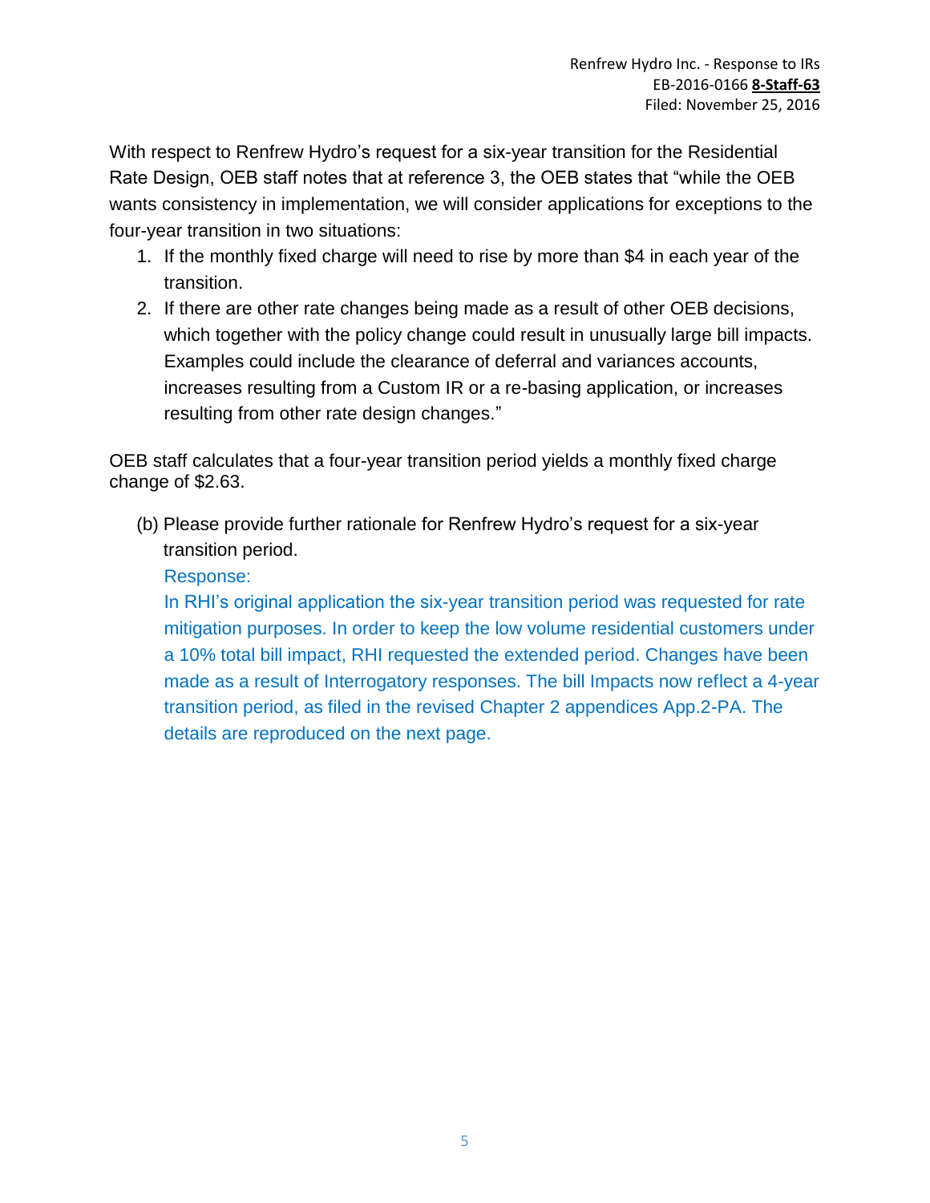With respect to Renfrew Hydro's request for a six-year transition for the Residential Rate Design, OEB staff notes that at reference 3, the OEB states that "while the OEB wants consistency in implementation, we will consider applications for exceptions to the four-year transition in two situations:

1. If the monthly fixed charge will need to rise by more than $4 in each year of the transition.
2. If there are other rate changes being made as a result of other OEB decisions, which together with the policy change could result in unusually large bill impacts. Examples could include the clearance of deferral and variances accounts, increases resulting from a Custom IR or a re-basing application, or increases resulting from other rate design changes."

OEB staff calculates that a four-year transition period yields a monthly fixed charge change of $2.63.

(b) Please provide further rationale for Renfrew Hydro's request for a six-year transition period.

Response:

In RHI's original application the six-year transition period was requested for rate mitigation purposes. In order to keep the low volume residential customers under a 10% total bill impact, RHI requested the extended period. Changes have been made as a result of Interrogatory responses. The bill Impacts now reflect a 4-year transition period, as filed in the revised Chapter 2 appendices App.2-PA. The details are reproduced on the next page.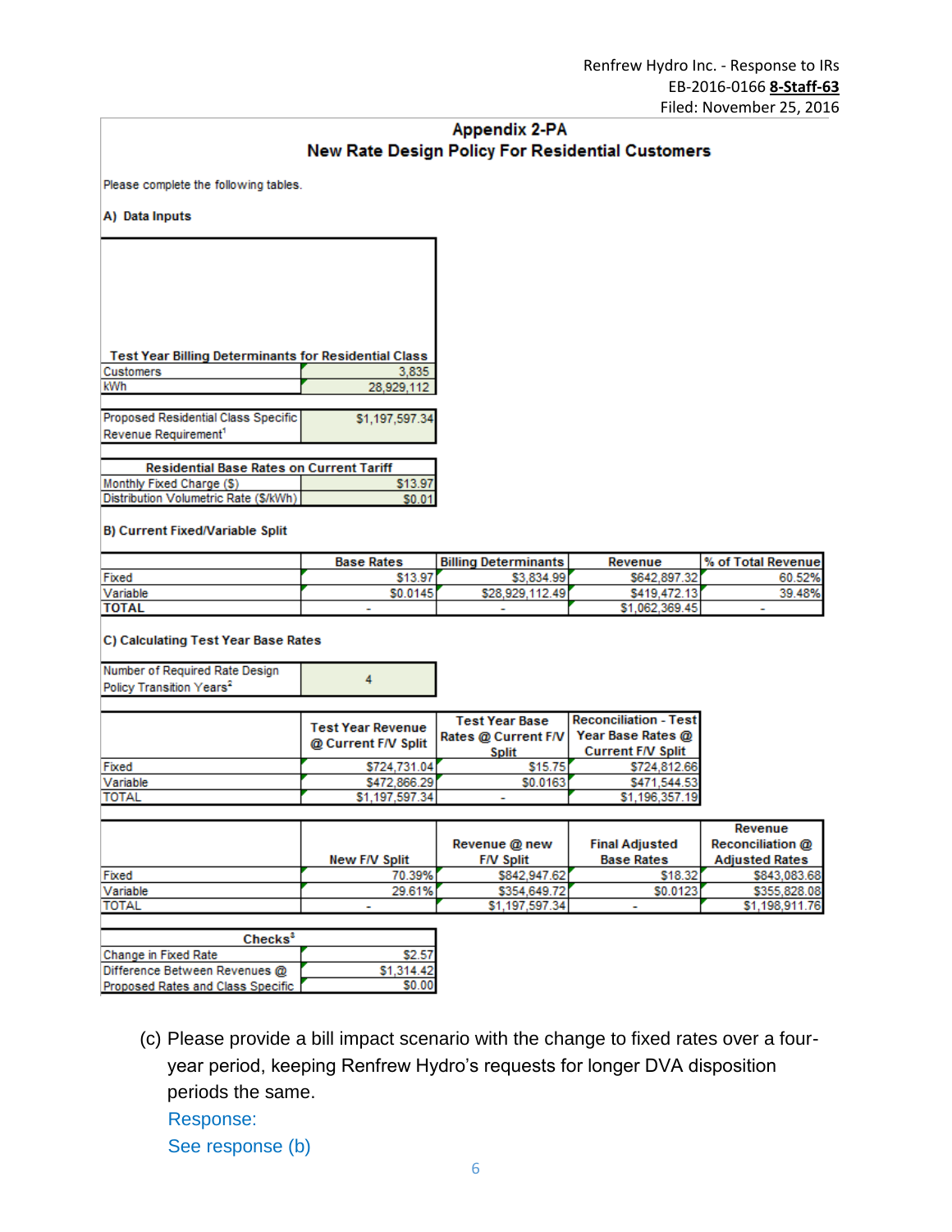## Appendix 2-PA
## New Rate Design Policy For Residential Customers

Please complete the following tables.

**A) Data Inputs**

| Test Year Billing Determinants for Residential Class | |
|---|---|
| Customers | 3,835 |
| kWh | 28,929,112 |

| | |
|---|---|
| Proposed Residential Class Specific Revenue Requirement[1] | $1,197,597.34 |

| Residential Base Rates on Current Tariff | |
|---|---|
| Monthly Fixed Charge ($) | $13.97 |
| Distribution Volumetric Rate ($/kWh) | $0.01 |

**B) Current Fixed/Variable Split**

| | Base Rates | Billing Determinants | Revenue | % of Total Revenue |
|---|---|---|---|---|
| Fixed | $13.97 | $3,834.99 | $642,897.32 | 60.52% |
| Variable | $0.0145 | $28,929,112.49 | $419,472.13 | 39.48% |
| TOTAL | - | - | $1,062,369.45 | - |

**C) Calculating Test Year Base Rates**

| | |
|---|---|
| Number of Required Rate Design Policy Transition Years[2] | 4 |

| | Test Year Revenue @ Current F/V Split | Test Year Base Rates @ Current F/V Split | Reconciliation - Test Year Base Rates @ Current F/V Split |
|---|---|---|---|
| Fixed | $724,731.04 | $15.75 | $724,812.66 |
| Variable | $472,866.29 | $0.0163 | $471,544.53 |
| TOTAL | $1,197,597.34 | - | $1,196,357.19 |

| | New F/V Split | Revenue @ new F/V Split | Final Adjusted Base Rates | Revenue Reconciliation @ Adjusted Rates |
|---|---|---|---|---|
| Fixed | 70.39% | $842,947.62 | $18.32 | $843,083.68 |
| Variable | 29.61% | $354,649.72 | $0.0123 | $355,828.08 |
| TOTAL | - | $1,197,597.34 | - | $1,198,911.76 |

| Checks[3] | |
|---|---|
| Change in Fixed Rate | $2.57 |
| Difference Between Revenues @ Proposed Rates and Class Specific | $1,314.42 |
| | $0.00 |

(c) Please provide a bill impact scenario with the change to fixed rates over a four-year period, keeping Renfrew Hydro's requests for longer DVA disposition periods the same.

Response:

See response (b)